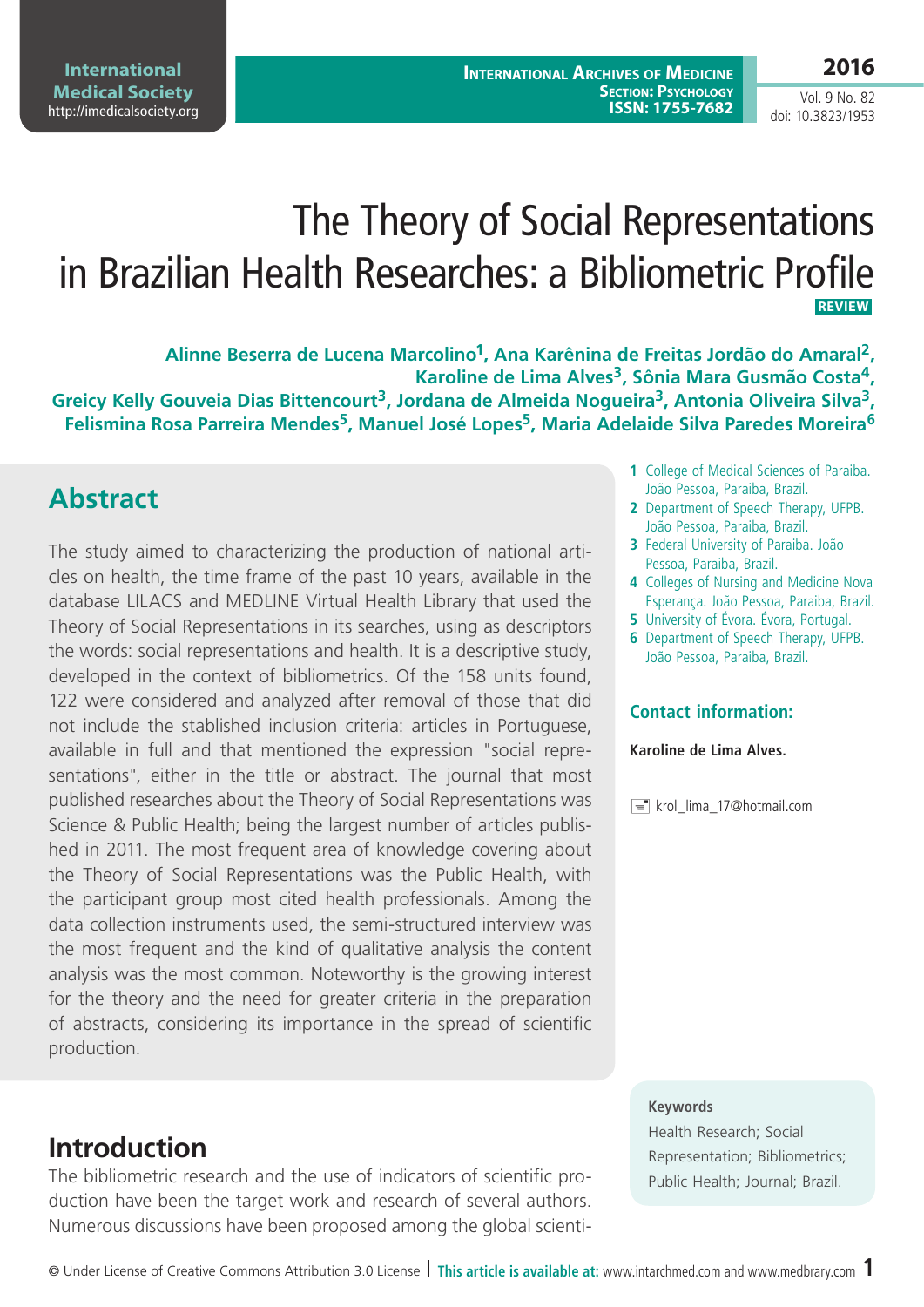# The Theory of Social Representations in Brazilian Health Researches: a Bibliometric Profile

**REVIEW**

**Alinne Beserra de Lucena Marcolino[1], Ana Karênina de Freitas Jordão do Amaral[2], Karoline de Lima Alves[3], Sônia Mara Gusmão Costa[4], Greicy Kelly Gouveia Dias Bittencourt[3], Jordana de Almeida Nogueira[3], Antonia Oliveira Silva[3], Felismina Rosa Parreira Mendes[5], Manuel José Lopes[5], Maria Adelaide Silva Paredes Moreira[6]**

1. College of Medical Sciences of Paraiba. João Pessoa, Paraiba, Brazil.
2. Department of Speech Therapy, UFPB. João Pessoa, Paraiba, Brazil.
3. Federal University of Paraiba. João Pessoa, Paraiba, Brazil.
4. Colleges of Nursing and Medicine Nova Esperança. João Pessoa, Paraiba, Brazil.
5. University of Évora. Évora, Portugal.
6. Department of Speech Therapy, UFPB. João Pessoa, Paraiba, Brazil.

### Contact information:

**Karoline de Lima Alves.**

krol_lima_17@hotmail.com

## Abstract

The study aimed to characterizing the production of national articles on health, the time frame of the past 10 years, available in the database LILACS and MEDLINE Virtual Health Library that used the Theory of Social Representations in its searches, using as descriptors the words: social representations and health. It is a descriptive study, developed in the context of bibliometrics. Of the 158 units found, 122 were considered and analyzed after removal of those that did not include the stablished inclusion criteria: articles in Portuguese, available in full and that mentioned the expression "social representations", either in the title or abstract. The journal that most published researches about the Theory of Social Representations was Science & Public Health; being the largest number of articles published in 2011. The most frequent area of knowledge covering about the Theory of Social Representations was the Public Health, with the participant group most cited health professionals. Among the data collection instruments used, the semi-structured interview was the most frequent and the kind of qualitative analysis the content analysis was the most common. Noteworthy is the growing interest for the theory and the need for greater criteria in the preparation of abstracts, considering its importance in the spread of scientific production.

### Keywords

Health Research; Social Representation; Bibliometrics; Public Health; Journal; Brazil.

## Introduction

The bibliometric research and the use of indicators of scientific production have been the target work and research of several authors. Numerous discussions have been proposed among the global scienti-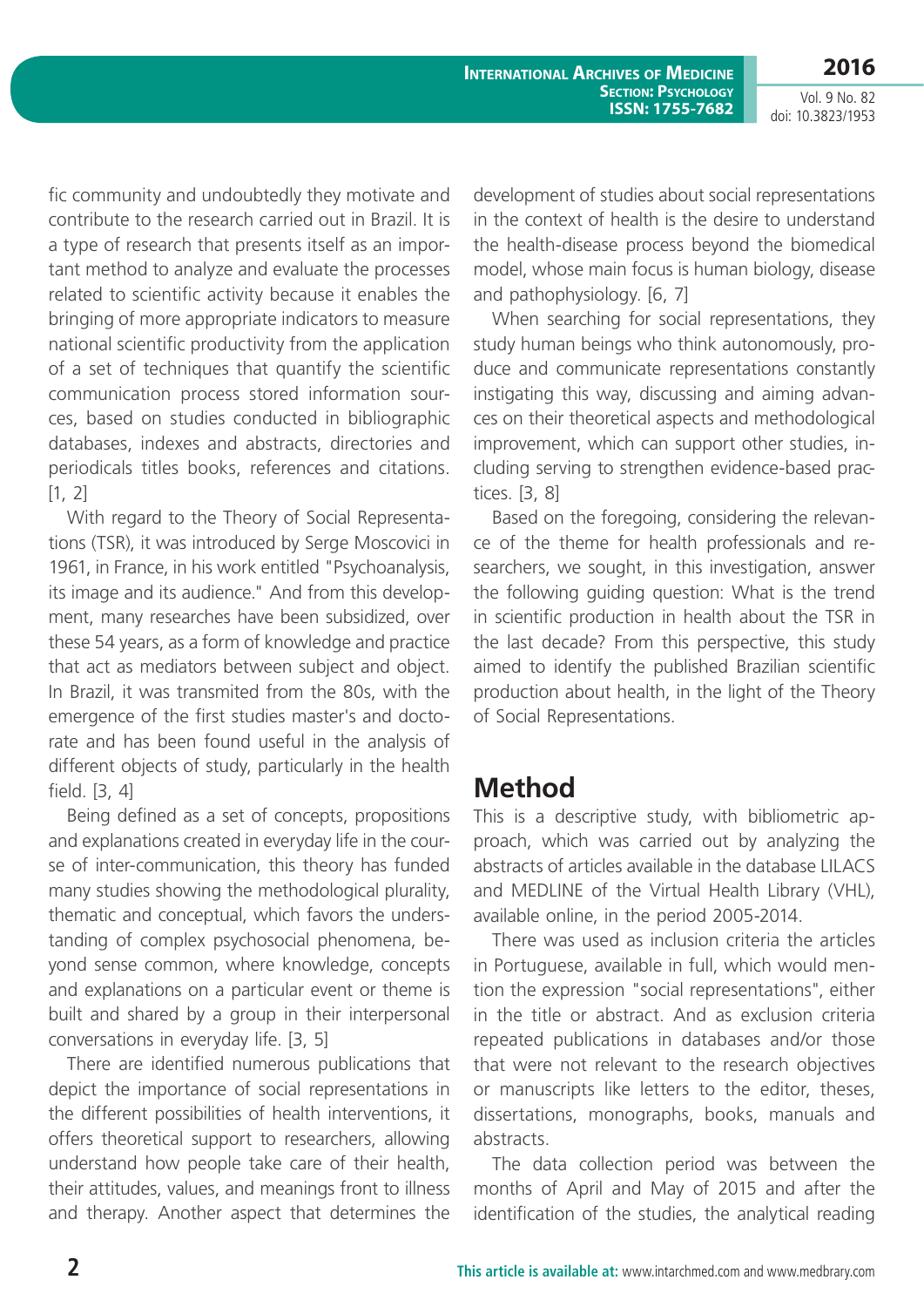fic community and undoubtedly they motivate and contribute to the research carried out in Brazil. It is a type of research that presents itself as an important method to analyze and evaluate the processes related to scientific activity because it enables the bringing of more appropriate indicators to measure national scientific productivity from the application of a set of techniques that quantify the scientific communication process stored information sources, based on studies conducted in bibliographic databases, indexes and abstracts, directories and periodicals titles books, references and citations. [1, 2]

With regard to the Theory of Social Representations (TSR), it was introduced by Serge Moscovici in 1961, in France, in his work entitled "Psychoanalysis, its image and its audience." And from this development, many researches have been subsidized, over these 54 years, as a form of knowledge and practice that act as mediators between subject and object. In Brazil, it was transmited from the 80s, with the emergence of the first studies master's and doctorate and has been found useful in the analysis of different objects of study, particularly in the health field. [3, 4]

Being defined as a set of concepts, propositions and explanations created in everyday life in the course of inter-communication, this theory has funded many studies showing the methodological plurality, thematic and conceptual, which favors the understanding of complex psychosocial phenomena, beyond sense common, where knowledge, concepts and explanations on a particular event or theme is built and shared by a group in their interpersonal conversations in everyday life. [3, 5]

There are identified numerous publications that depict the importance of social representations in the different possibilities of health interventions, it offers theoretical support to researchers, allowing understand how people take care of their health, their attitudes, values, and meanings front to illness and therapy. Another aspect that determines the development of studies about social representations in the context of health is the desire to understand the health-disease process beyond the biomedical model, whose main focus is human biology, disease and pathophysiology. [6, 7]

When searching for social representations, they study human beings who think autonomously, produce and communicate representations constantly instigating this way, discussing and aiming advances on their theoretical aspects and methodological improvement, which can support other studies, including serving to strengthen evidence-based practices. [3, 8]

Based on the foregoing, considering the relevance of the theme for health professionals and researchers, we sought, in this investigation, answer the following guiding question: What is the trend in scientific production in health about the TSR in the last decade? From this perspective, this study aimed to identify the published Brazilian scientific production about health, in the light of the Theory of Social Representations.

## Method

This is a descriptive study, with bibliometric approach, which was carried out by analyzing the abstracts of articles available in the database LILACS and MEDLINE of the Virtual Health Library (VHL), available online, in the period 2005-2014.

There was used as inclusion criteria the articles in Portuguese, available in full, which would mention the expression "social representations", either in the title or abstract. And as exclusion criteria repeated publications in databases and/or those that were not relevant to the research objectives or manuscripts like letters to the editor, theses, dissertations, monographs, books, manuals and abstracts.

The data collection period was between the months of April and May of 2015 and after the identification of the studies, the analytical reading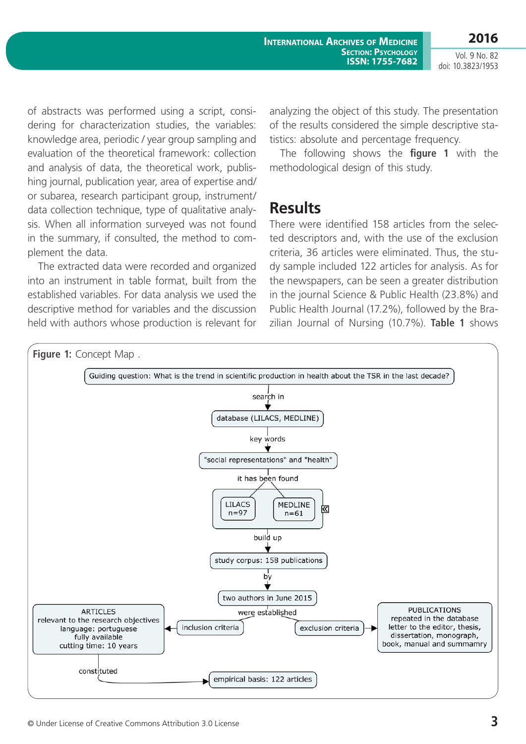of abstracts was performed using a script, considering for characterization studies, the variables: knowledge area, periodic / year group sampling and evaluation of the theoretical framework: collection and analysis of data, the theoretical work, publishing journal, publication year, area of expertise and/or subarea, research participant group, instrument/data collection technique, type of qualitative analysis. When all information surveyed was not found in the summary, if consulted, the method to complement the data.

The extracted data were recorded and organized into an instrument in table format, built from the established variables. For data analysis we used the descriptive method for variables and the discussion held with authors whose production is relevant for analyzing the object of this study. The presentation of the results considered the simple descriptive statistics: absolute and percentage frequency.

The following shows the **figure 1** with the methodological design of this study.

## Results

There were identified 158 articles from the selected descriptors and, with the use of the exclusion criteria, 36 articles were eliminated. Thus, the study sample included 122 articles for analysis. As for the newspapers, can be seen a greater distribution in the journal Science & Public Health (23.8%) and Public Health Journal (17.2%), followed by the Brazilian Journal of Nursing (10.7%). **Table 1** shows

**Figure 1:** Concept Map .

Guiding question: What is the trend in scientific production in health about the TSR in the last decade?
→ search in → database (LILACS, MEDLINE)
→ key words → "social representations" and "health"
→ it has been found → LILACS n=97; MEDLINE n=61
→ build up → study corpus: 158 publications
→ by → two authors in June 2015
→ were established → inclusion criteria → ARTICLES relevant to the research objectives; language: portuguese; fully available; cutting time: 10 years
→ were established → exclusion criteria → PUBLICATIONS repeated in the database letter to the editor, thesis, dissertation, monograph, book, manual and summamry
ARTICLES → constituted → empirical basis: 122 articles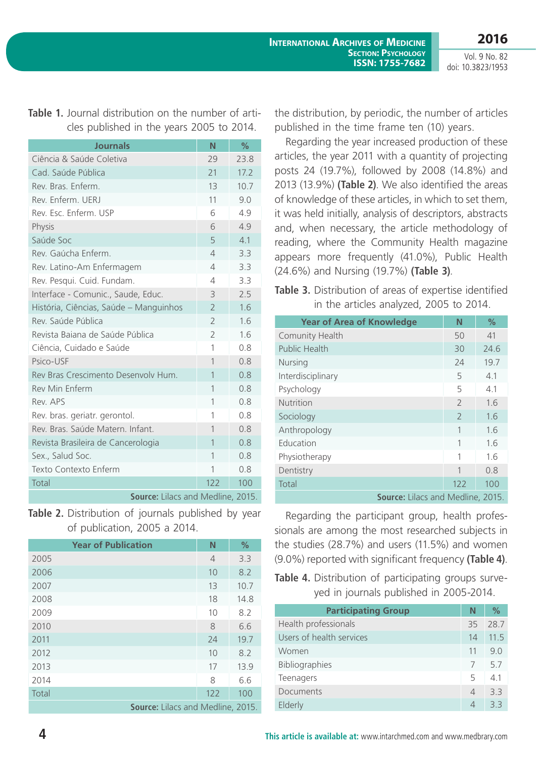**Table 1.** Journal distribution on the number of articles published in the years 2005 to 2014.

| Journals | N | % |
|---|---|---|
| Ciência & Saúde Coletiva | 29 | 23.8 |
| Cad. Saúde Pública | 21 | 17.2 |
| Rev. Bras. Enferm. | 13 | 10.7 |
| Rev. Enferm. UERJ | 11 | 9.0 |
| Rev. Esc. Enferm. USP | 6 | 4.9 |
| Physis | 6 | 4.9 |
| Saúde Soc | 5 | 4.1 |
| Rev. Gaúcha Enferm. | 4 | 3.3 |
| Rev. Latino-Am Enfermagem | 4 | 3.3 |
| Rev. Pesqui. Cuid. Fundam. | 4 | 3.3 |
| Interface - Comunic., Saude, Educ. | 3 | 2.5 |
| História, Ciências, Saúde – Manguinhos | 2 | 1.6 |
| Rev. Saúde Pública | 2 | 1.6 |
| Revista Baiana de Saúde Pública | 2 | 1.6 |
| Ciência, Cuidado e Saúde | 1 | 0.8 |
| Psico-USF | 1 | 0.8 |
| Rev Bras Crescimento Desenvolv Hum. | 1 | 0.8 |
| Rev Min Enferm | 1 | 0.8 |
| Rev. APS | 1 | 0.8 |
| Rev. bras. geriatr. gerontol. | 1 | 0.8 |
| Rev. Bras. Saúde Matern. Infant. | 1 | 0.8 |
| Revista Brasileira de Cancerologia | 1 | 0.8 |
| Sex., Salud Soc. | 1 | 0.8 |
| Texto Contexto Enferm | 1 | 0.8 |
| Total | 122 | 100 |

**Source:** Lilacs and Medline, 2015.

**Table 2.** Distribution of journals published by year of publication, 2005 a 2014.

| Year of Publication | N | % |
|---|---|---|
| 2005 | 4 | 3.3 |
| 2006 | 10 | 8.2 |
| 2007 | 13 | 10.7 |
| 2008 | 18 | 14.8 |
| 2009 | 10 | 8.2 |
| 2010 | 8 | 6.6 |
| 2011 | 24 | 19.7 |
| 2012 | 10 | 8.2 |
| 2013 | 17 | 13.9 |
| 2014 | 8 | 6.6 |
| Total | 122 | 100 |

**Source:** Lilacs and Medline, 2015.

the distribution, by periodic, the number of articles published in the time frame ten (10) years.

Regarding the year increased production of these articles, the year 2011 with a quantity of projecting posts 24 (19.7%), followed by 2008 (14.8%) and 2013 (13.9%) **(Table 2)**. We also identified the areas of knowledge of these articles, in which to set them, it was held initially, analysis of descriptors, abstracts and, when necessary, the article methodology of reading, where the Community Health magazine appears more frequently (41.0%), Public Health (24.6%) and Nursing (19.7%) **(Table 3)**.

**Table 3.** Distribution of areas of expertise identified in the articles analyzed, 2005 to 2014.

| Year of Area of Knowledge | N | % |
|---|---|---|
| Comunity Health | 50 | 41 |
| Public Health | 30 | 24.6 |
| Nursing | 24 | 19.7 |
| Interdisciplinary | 5 | 4.1 |
| Psychology | 5 | 4.1 |
| Nutrition | 2 | 1.6 |
| Sociology | 2 | 1.6 |
| Anthropology | 1 | 1.6 |
| Education | 1 | 1.6 |
| Physiotherapy | 1 | 1.6 |
| Dentistry | 1 | 0.8 |
| Total | 122 | 100 |

**Source:** Lilacs and Medline, 2015.

Regarding the participant group, health professionals are among the most researched subjects in the studies (28.7%) and users (11.5%) and women (9.0%) reported with significant frequency **(Table 4)**.

**Table 4.** Distribution of participating groups surveyed in journals published in 2005-2014.

| Participating Group | N | % |
|---|---|---|
| Health professionals | 35 | 28.7 |
| Users of health services | 14 | 11.5 |
| Women | 11 | 9.0 |
| Bibliographies | 7 | 5.7 |
| Teenagers | 5 | 4.1 |
| Documents | 4 | 3.3 |
| Elderly | 4 | 3.3 |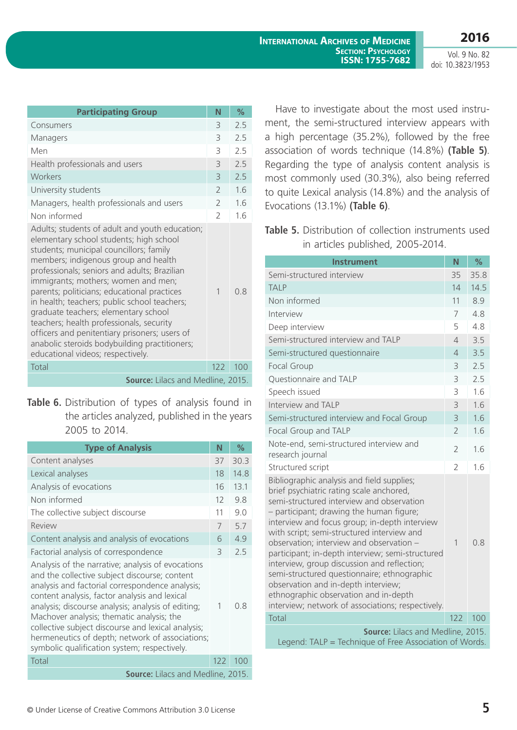| Participating Group | N | % |
|---|---|---|
| Consumers | 3 | 2.5 |
| Managers | 3 | 2.5 |
| Men | 3 | 2.5 |
| Health professionals and users | 3 | 2.5 |
| Workers | 3 | 2.5 |
| University students | 2 | 1.6 |
| Managers, health professionals and users | 2 | 1.6 |
| Non informed | 2 | 1.6 |
| Adults; students of adult and youth education; elementary school students; high school students; municipal councillors; family members; indigenous group and health professionals; seniors and adults; Brazilian immigrants; mothers; women and men; parents; politicians; educational practices in health; teachers; public school teachers; graduate teachers; elementary school teachers; health professionals, security officers and penitentiary prisoners; users of anabolic steroids bodybuilding practitioners; educational videos; respectively. | 1 | 0.8 |
| Total | 122 | 100 |

**Source:** Lilacs and Medline, 2015.

**Table 6.** Distribution of types of analysis found in the articles analyzed, published in the years 2005 to 2014.

| Type of Analysis | N | % |
|---|---|---|
| Content analyses | 37 | 30.3 |
| Lexical analyses | 18 | 14.8 |
| Analysis of evocations | 16 | 13.1 |
| Non informed | 12 | 9.8 |
| The collective subject discourse | 11 | 9.0 |
| Review | 7 | 5.7 |
| Content analysis and analysis of evocations | 6 | 4.9 |
| Factorial analysis of correspondence | 3 | 2.5 |
| Analysis of the narrative; analysis of evocations and the collective subject discourse; content analysis and factorial correspondence analysis; content analysis, factor analysis and lexical analysis; discourse analysis; analysis of editing; Machover analysis; thematic analysis; the collective subject discourse and lexical analysis; hermeneutics of depth; network of associations; symbolic qualification system; respectively. | 1 | 0.8 |
| Total | 122 | 100 |

**Source:** Lilacs and Medline, 2015.

Have to investigate about the most used instrument, the semi-structured interview appears with a high percentage (35.2%), followed by the free association of words technique (14.8%) **(Table 5)**. Regarding the type of analysis content analysis is most commonly used (30.3%), also being referred to quite Lexical analysis (14.8%) and the analysis of Evocations (13.1%) **(Table 6)**.

**Table 5.** Distribution of collection instruments used in articles published, 2005-2014.

| Instrument | N | % |
|---|---|---|
| Semi-structured interview | 35 | 35.8 |
| TALP | 14 | 14.5 |
| Non informed | 11 | 8.9 |
| Interview | 7 | 4.8 |
| Deep interview | 5 | 4.8 |
| Semi-structured interview and TALP | 4 | 3.5 |
| Semi-structured questionnaire | 4 | 3.5 |
| Focal Group | 3 | 2.5 |
| Questionnaire and TALP | 3 | 2.5 |
| Speech issued | 3 | 1.6 |
| Interview and TALP | 3 | 1.6 |
| Semi-structured interview and Focal Group | 3 | 1.6 |
| Focal Group and TALP | 2 | 1.6 |
| Note-end, semi-structured interview and research journal | 2 | 1.6 |
| Structured script | 2 | 1.6 |
| Bibliographic analysis and field supplies; brief psychiatric rating scale anchored, semi-structured interview and observation – participant; drawing the human figure; interview and focus group; in-depth interview with script; semi-structured interview and observation; interview and observation – participant; in-depth interview; semi-structured interview, group discussion and reflection; semi-structured questionnaire; ethnographic observation and in-depth interview; ethnographic observation and in-depth interview; network of associations; respectively. | 1 | 0.8 |
| Total | 122 | 100 |

**Source:** Lilacs and Medline, 2015.
Legend: TALP = Technique of Free Association of Words.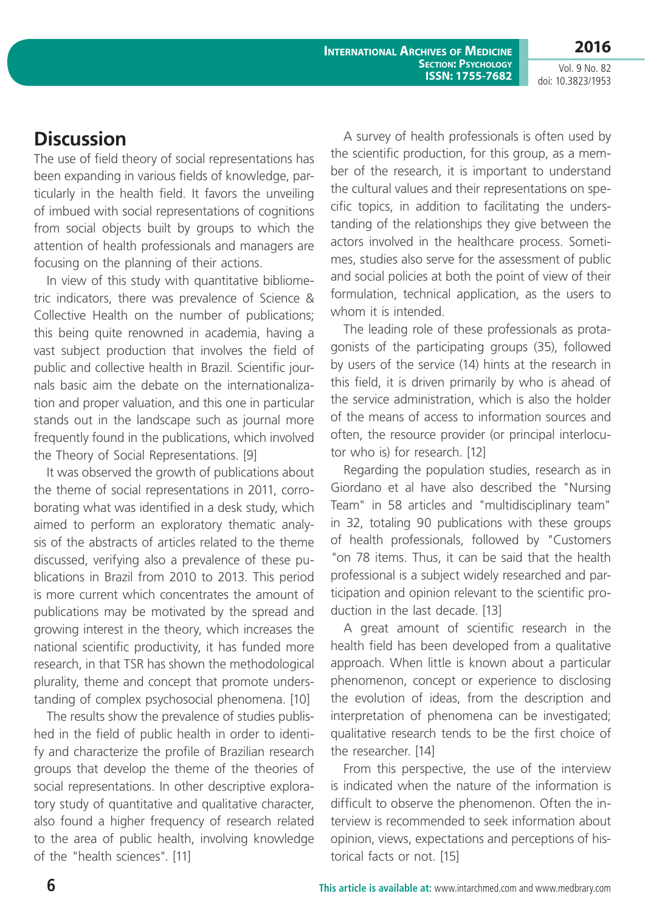## Discussion

The use of field theory of social representations has been expanding in various fields of knowledge, particularly in the health field. It favors the unveiling of imbued with social representations of cognitions from social objects built by groups to which the attention of health professionals and managers are focusing on the planning of their actions.

In view of this study with quantitative bibliometric indicators, there was prevalence of Science & Collective Health on the number of publications; this being quite renowned in academia, having a vast subject production that involves the field of public and collective health in Brazil. Scientific journals basic aim the debate on the internationalization and proper valuation, and this one in particular stands out in the landscape such as journal more frequently found in the publications, which involved the Theory of Social Representations. [9]

It was observed the growth of publications about the theme of social representations in 2011, corroborating what was identified in a desk study, which aimed to perform an exploratory thematic analysis of the abstracts of articles related to the theme discussed, verifying also a prevalence of these publications in Brazil from 2010 to 2013. This period is more current which concentrates the amount of publications may be motivated by the spread and growing interest in the theory, which increases the national scientific productivity, it has funded more research, in that TSR has shown the methodological plurality, theme and concept that promote understanding of complex psychosocial phenomena. [10]

The results show the prevalence of studies published in the field of public health in order to identify and characterize the profile of Brazilian research groups that develop the theme of the theories of social representations. In other descriptive exploratory study of quantitative and qualitative character, also found a higher frequency of research related to the area of public health, involving knowledge of the "health sciences". [11]

A survey of health professionals is often used by the scientific production, for this group, as a member of the research, it is important to understand the cultural values and their representations on specific topics, in addition to facilitating the understanding of the relationships they give between the actors involved in the healthcare process. Sometimes, studies also serve for the assessment of public and social policies at both the point of view of their formulation, technical application, as the users to whom it is intended.

The leading role of these professionals as protagonists of the participating groups (35), followed by users of the service (14) hints at the research in this field, it is driven primarily by who is ahead of the service administration, which is also the holder of the means of access to information sources and often, the resource provider (or principal interlocutor who is) for research. [12]

Regarding the population studies, research as in Giordano et al have also described the "Nursing Team" in 58 articles and "multidisciplinary team" in 32, totaling 90 publications with these groups of health professionals, followed by "Customers "on 78 items. Thus, it can be said that the health professional is a subject widely researched and participation and opinion relevant to the scientific production in the last decade. [13]

A great amount of scientific research in the health field has been developed from a qualitative approach. When little is known about a particular phenomenon, concept or experience to disclosing the evolution of ideas, from the description and interpretation of phenomena can be investigated; qualitative research tends to be the first choice of the researcher. [14]

From this perspective, the use of the interview is indicated when the nature of the information is difficult to observe the phenomenon. Often the interview is recommended to seek information about opinion, views, expectations and perceptions of historical facts or not. [15]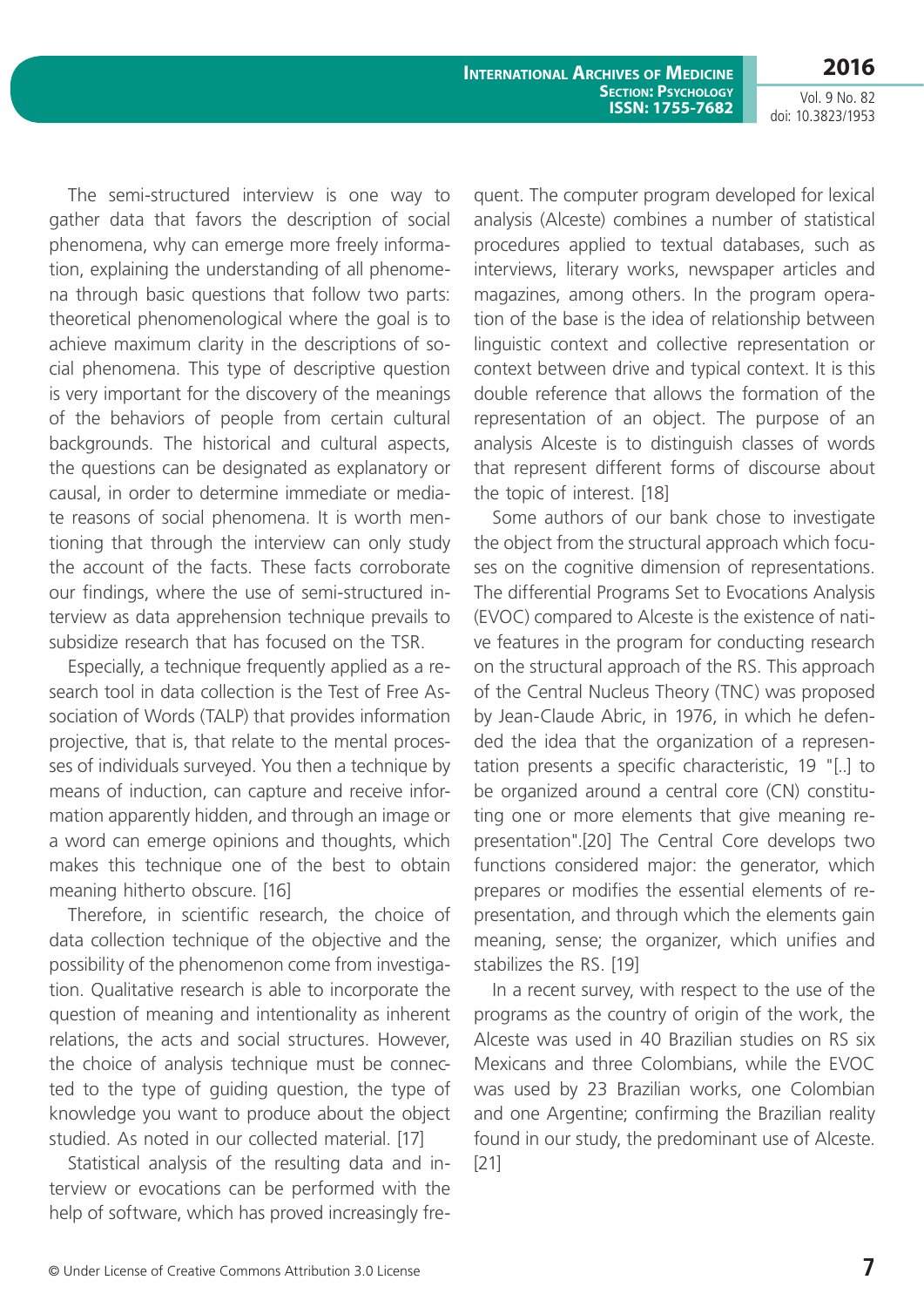The semi-structured interview is one way to gather data that favors the description of social phenomena, why can emerge more freely information, explaining the understanding of all phenomena through basic questions that follow two parts: theoretical phenomenological where the goal is to achieve maximum clarity in the descriptions of social phenomena. This type of descriptive question is very important for the discovery of the meanings of the behaviors of people from certain cultural backgrounds. The historical and cultural aspects, the questions can be designated as explanatory or causal, in order to determine immediate or mediate reasons of social phenomena. It is worth mentioning that through the interview can only study the account of the facts. These facts corroborate our findings, where the use of semi-structured interview as data apprehension technique prevails to subsidize research that has focused on the TSR.

Especially, a technique frequently applied as a research tool in data collection is the Test of Free Association of Words (TALP) that provides information projective, that is, that relate to the mental processes of individuals surveyed. You then a technique by means of induction, can capture and receive information apparently hidden, and through an image or a word can emerge opinions and thoughts, which makes this technique one of the best to obtain meaning hitherto obscure. [16]

Therefore, in scientific research, the choice of data collection technique of the objective and the possibility of the phenomenon come from investigation. Qualitative research is able to incorporate the question of meaning and intentionality as inherent relations, the acts and social structures. However, the choice of analysis technique must be connected to the type of guiding question, the type of knowledge you want to produce about the object studied. As noted in our collected material. [17]

Statistical analysis of the resulting data and interview or evocations can be performed with the help of software, which has proved increasingly frequent. The computer program developed for lexical analysis (Alceste) combines a number of statistical procedures applied to textual databases, such as interviews, literary works, newspaper articles and magazines, among others. In the program operation of the base is the idea of relationship between linguistic context and collective representation or context between drive and typical context. It is this double reference that allows the formation of the representation of an object. The purpose of an analysis Alceste is to distinguish classes of words that represent different forms of discourse about the topic of interest. [18]

Some authors of our bank chose to investigate the object from the structural approach which focuses on the cognitive dimension of representations. The differential Programs Set to Evocations Analysis (EVOC) compared to Alceste is the existence of native features in the program for conducting research on the structural approach of the RS. This approach of the Central Nucleus Theory (TNC) was proposed by Jean-Claude Abric, in 1976, in which he defended the idea that the organization of a representation presents a specific characteristic, 19 "[..] to be organized around a central core (CN) constituting one or more elements that give meaning representation".[20] The Central Core develops two functions considered major: the generator, which prepares or modifies the essential elements of representation, and through which the elements gain meaning, sense; the organizer, which unifies and stabilizes the RS. [19]

In a recent survey, with respect to the use of the programs as the country of origin of the work, the Alceste was used in 40 Brazilian studies on RS six Mexicans and three Colombians, while the EVOC was used by 23 Brazilian works, one Colombian and one Argentine; confirming the Brazilian reality found in our study, the predominant use of Alceste. [21]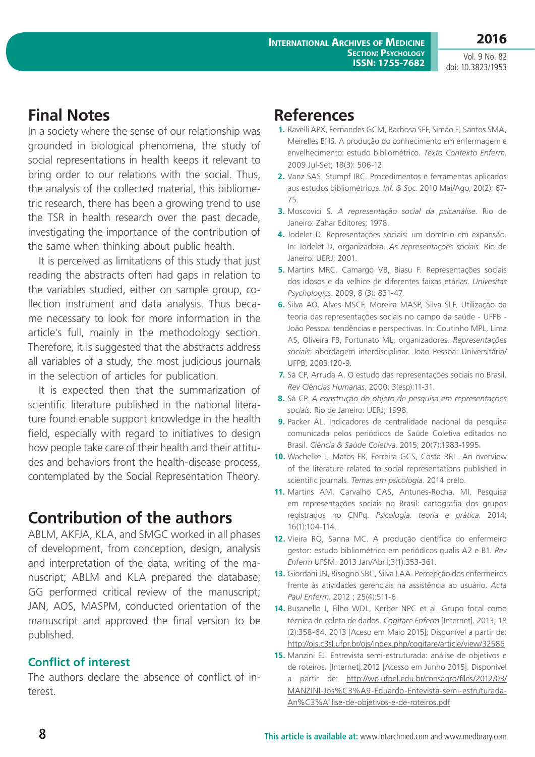## Final Notes

In a society where the sense of our relationship was grounded in biological phenomena, the study of social representations in health keeps it relevant to bring order to our relations with the social. Thus, the analysis of the collected material, this bibliometric research, there has been a growing trend to use the TSR in health research over the past decade, investigating the importance of the contribution of the same when thinking about public health.

It is perceived as limitations of this study that just reading the abstracts often had gaps in relation to the variables studied, either on sample group, collection instrument and data analysis. Thus became necessary to look for more information in the article's full, mainly in the methodology section. Therefore, it is suggested that the abstracts address all variables of a study, the most judicious journals in the selection of articles for publication.

It is expected then that the summarization of scientific literature published in the national literature found enable support knowledge in the health field, especially with regard to initiatives to design how people take care of their health and their attitudes and behaviors front the health-disease process, contemplated by the Social Representation Theory.

## Contribution of the authors

ABLM, AKFJA, KLA, and SMGC worked in all phases of development, from conception, design, analysis and interpretation of the data, writing of the manuscript; ABLM and KLA prepared the database; GG performed critical review of the manuscript; JAN, AOS, MASPM, conducted orientation of the manuscript and approved the final version to be published.

### Conflict of interest

The authors declare the absence of conflict of interest.

## References

1. Ravelli APX, Fernandes GCM, Barbosa SFF, Simão E, Santos SMA, Meirelles BHS. A produção do conhecimento em enfermagem e envelhecimento: estudo bibliométrico. *Texto Contexto Enferm*. 2009 Jul-Set; 18(3): 506-12.
2. Vanz SAS, Stumpf IRC. Procedimentos e ferramentas aplicados aos estudos bibliométricos. *Inf. & Soc*. 2010 Mai/Ago; 20(2): 67-75.
3. Moscovici S. *A representação social da psicanálise*. Rio de Janeiro: Zahar Editores; 1978.
4. Jodelet D. Representações sociais: um domínio em expansão. In: Jodelet D, organizadora. *As representações sociais*. Rio de Janeiro: UERJ; 2001.
5. Martins MRC, Camargo VB, Biasu F. Representações sociais dos idosos e da velhice de diferentes faixas etárias. *Univesitas Psychologics*. 2009; 8 (3): 831-47.
6. Silva AO, Alves MSCF, Moreira MASP, Silva SLF. Utilização da teoria das representações sociais no campo da saúde - UFPB - João Pessoa: tendências e perspectivas. In: Coutinho MPL, Lima AS, Oliveira FB, Fortunato ML, organizadores. *Representações sociais*: abordagem interdisciplinar. João Pessoa: Universitária/UFPB; 2003:120-9.
7. Sá CP, Arruda A. O estudo das representações sociais no Brasil. *Rev Ciências Humanas*. 2000; 3(esp):11-31.
8. Sá CP. *A construção do objeto de pesquisa em representações sociais*. Rio de Janeiro: UERJ; 1998.
9. Packer AL. Indicadores de centralidade nacional da pesquisa comunicada pelos periódicos de Saúde Coletiva editados no Brasil. *Ciência & Saúde Coletiva*. 2015; 20(7):1983-1995.
10. Wachelke J, Matos FR, Ferreira GCS, Costa RRL. An overview of the literature related to social representations published in scientific journals. *Temas em psicologia*. 2014 prelo.
11. Martins AM, Carvalho CAS, Antunes-Rocha, MI. Pesquisa em representações sociais no Brasil: cartografia dos grupos registrados no CNPq. *Psicologia: teoria e prática*. 2014; 16(1):104-114.
12. Vieira RQ, Sanna MC. A produção científica do enfermeiro gestor: estudo bibliométrico em periódicos qualis A2 e B1. *Rev Enferm* UFSM. 2013 Jan/Abril;3(1):353-361.
13. Giordani JN, Bisogno SBC, Silva LAA. Percepção dos enfermeiros frente às atividades gerenciais na assistência ao usuário. *Acta Paul Enferm*. 2012 ; 25(4):511-6.
14. Busanello J, Filho WDL, Kerber NPC et al. Grupo focal como técnica de coleta de dados. *Cogitare Enferm* [Internet]. 2013; 18 (2):358-64. 2013 [Aceso em Maio 2015]; Disponível a partir de: http://ojs.c3sl.ufpr.br/ojs/index.php/cogitare/article/view/32586
15. Manzini EJ. Entrevista semi-estruturada: análise de objetivos e de roteiros. [Internet].2012 [Acesso em Junho 2015]. Disponível a partir de: http://wp.ufpel.edu.br/consagro/files/2012/03/MANZINI-Jos%C3%A9-Eduardo-Entevista-semi-estruturada-An%C3%A1lise-de-objetivos-e-de-roteiros.pdf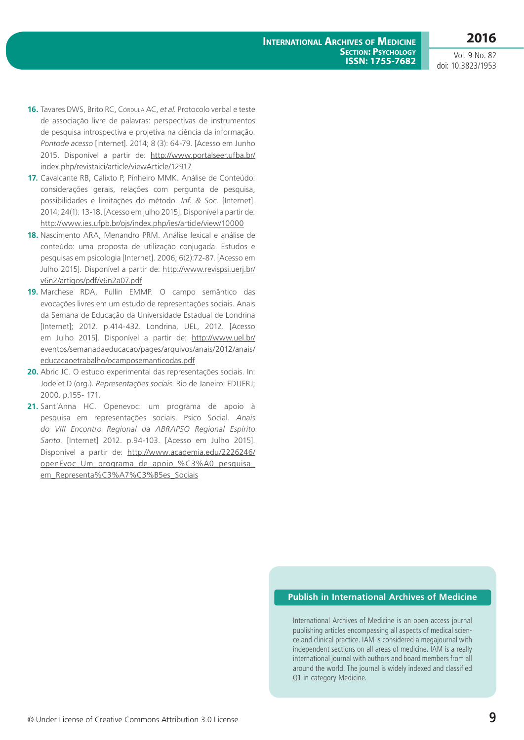16. Tavares DWS, Brito RC, Córdula AC, *et al.* Protocolo verbal e teste de associação livre de palavras: perspectivas de instrumentos de pesquisa introspectiva e projetiva na ciência da informação. *Pontode acesso* [Internet]. 2014; 8 (3): 64-79. [Acesso em Junho 2015]. Disponível a partir de: http://www.portalseer.ufba.br/index.php/revistaici/article/viewArticle/12917
17. Cavalcante RB, Calixto P, Pinheiro MMK. Análise de Conteúdo: considerações gerais, relações com pergunta de pesquisa, possibilidades e limitações do método. *Inf. & Soc*. [Internet]. 2014; 24(1): 13-18. [Acesso em julho 2015]. Disponível a partir de: http://www.ies.ufpb.br/ojs/index.php/ies/article/view/10000
18. Nascimento ARA, Menandro PRM. Análise lexical e análise de conteúdo: uma proposta de utilização conjugada. Estudos e pesquisas em psicologia [Internet]. 2006; 6(2):72-87. [Acesso em Julho 2015]. Disponível a partir de: http://www.revispsi.uerj.br/v6n2/artigos/pdf/v6n2a07.pdf
19. Marchese RDA, Pullin EMMP. O campo semântico das evocações livres em um estudo de representações sociais. Anais da Semana de Educação da Universidade Estadual de Londrina [Internet]; 2012. p.414-432. Londrina, UEL, 2012. [Acesso em Julho 2015]. Disponível a partir de: http://www.uel.br/eventos/semanadaeducacao/pages/arquivos/anais/2012/anais/educacaoetrabalho/ocamposemanticodas.pdf
20. Abric JC. O estudo experimental das representações sociais. In: Jodelet D (org.). *Representações sociais*. Rio de Janeiro: EDUERJ; 2000. p.155- 171.
21. Sant'Anna HC. Openevoc: um programa de apoio à pesquisa em representações sociais. Psico Social. *Anais do VIII Encontro Regional da ABRAPSO Regional Espírito Santo*. [Internet] 2012. p.94-103. [Acesso em Julho 2015]. Disponível a partir de: http://www.academia.edu/2226246/openEvoc_Um_programa_de_apoio_%C3%A0_pesquisa_em_Representa%C3%A7%C3%B5es_Sociais

**Publish in International Archives of Medicine**

International Archives of Medicine is an open access journal publishing articles encompassing all aspects of medical science and clinical practice. IAM is considered a megajournal with independent sections on all areas of medicine. IAM is a really international journal with authors and board members from all around the world. The journal is widely indexed and classified Q1 in category Medicine.

© Under License of Creative Commons Attribution 3.0 License